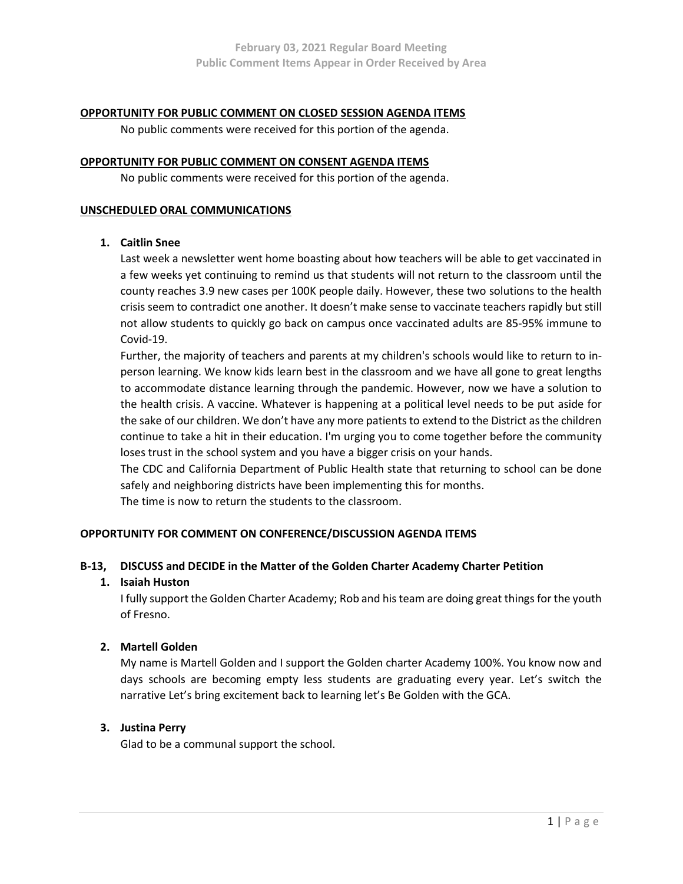# February 03, 2021 Regular Board Meeting
## Public Comment Items Appear in Order Received by Area

**OPPORTUNITY FOR PUBLIC COMMENT ON CLOSED SESSION AGENDA ITEMS**

No public comments were received for this portion of the agenda.

**OPPORTUNITY FOR PUBLIC COMMENT ON CONSENT AGENDA ITEMS**

No public comments were received for this portion of the agenda.

**UNSCHEDULED ORAL COMMUNICATIONS**

1. **Caitlin Snee**

   Last week a newsletter went home boasting about how teachers will be able to get vaccinated in a few weeks yet continuing to remind us that students will not return to the classroom until the county reaches 3.9 new cases per 100K people daily. However, these two solutions to the health crisis seem to contradict one another. It doesn't make sense to vaccinate teachers rapidly but still not allow students to quickly go back on campus once vaccinated adults are 85-95% immune to Covid-19.

   Further, the majority of teachers and parents at my children's schools would like to return to in-person learning. We know kids learn best in the classroom and we have all gone to great lengths to accommodate distance learning through the pandemic. However, now we have a solution to the health crisis. A vaccine. Whatever is happening at a political level needs to be put aside for the sake of our children. We don't have any more patients to extend to the District as the children continue to take a hit in their education. I'm urging you to come together before the community loses trust in the school system and you have a bigger crisis on your hands.

   The CDC and California Department of Public Health state that returning to school can be done safely and neighboring districts have been implementing this for months.

   The time is now to return the students to the classroom.

**OPPORTUNITY FOR COMMENT ON CONFERENCE/DISCUSSION AGENDA ITEMS**

**B-13, DISCUSS and DECIDE in the Matter of the Golden Charter Academy Charter Petition**

1. **Isaiah Huston**

   I fully support the Golden Charter Academy; Rob and his team are doing great things for the youth of Fresno.

2. **Martell Golden**

   My name is Martell Golden and I support the Golden charter Academy 100%. You know now and days schools are becoming empty less students are graduating every year. Let's switch the narrative Let's bring excitement back to learning let's Be Golden with the GCA.

3. **Justina Perry**

   Glad to be a communal support the school.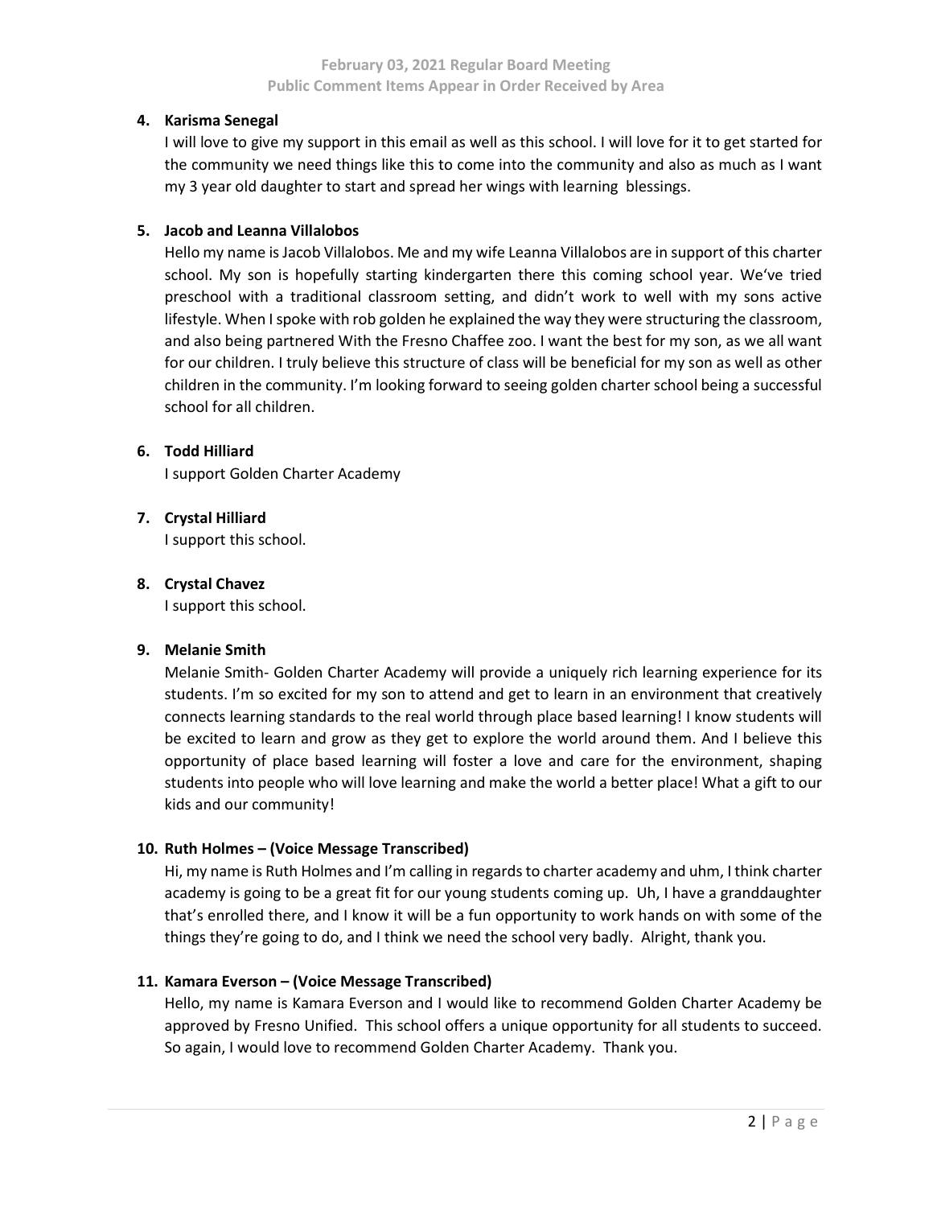4. **Karisma Senegal**

   I will love to give my support in this email as well as this school. I will love for it to get started for the community we need things like this to come into the community and also as much as I want my 3 year old daughter to start and spread her wings with learning  blessings.

5. **Jacob and Leanna Villalobos**

   Hello my name is Jacob Villalobos. Me and my wife Leanna Villalobos are in support of this charter school. My son is hopefully starting kindergarten there this coming school year. We've tried preschool with a traditional classroom setting, and didn't work to well with my sons active lifestyle. When I spoke with rob golden he explained the way they were structuring the classroom, and also being partnered With the Fresno Chaffee zoo. I want the best for my son, as we all want for our children. I truly believe this structure of class will be beneficial for my son as well as other children in the community. I'm looking forward to seeing golden charter school being a successful school for all children.

6. **Todd Hilliard**

   I support Golden Charter Academy

7. **Crystal Hilliard**

   I support this school.

8. **Crystal Chavez**

   I support this school.

9. **Melanie Smith**

   Melanie Smith- Golden Charter Academy will provide a uniquely rich learning experience for its students. I'm so excited for my son to attend and get to learn in an environment that creatively connects learning standards to the real world through place based learning! I know students will be excited to learn and grow as they get to explore the world around them. And I believe this opportunity of place based learning will foster a love and care for the environment, shaping students into people who will love learning and make the world a better place! What a gift to our kids and our community!

10. **Ruth Holmes – (Voice Message Transcribed)**

    Hi, my name is Ruth Holmes and I'm calling in regards to charter academy and uhm, I think charter academy is going to be a great fit for our young students coming up.  Uh, I have a granddaughter that's enrolled there, and I know it will be a fun opportunity to work hands on with some of the things they're going to do, and I think we need the school very badly.  Alright, thank you.

11. **Kamara Everson – (Voice Message Transcribed)**

    Hello, my name is Kamara Everson and I would like to recommend Golden Charter Academy be approved by Fresno Unified.  This school offers a unique opportunity for all students to succeed. So again, I would love to recommend Golden Charter Academy.  Thank you.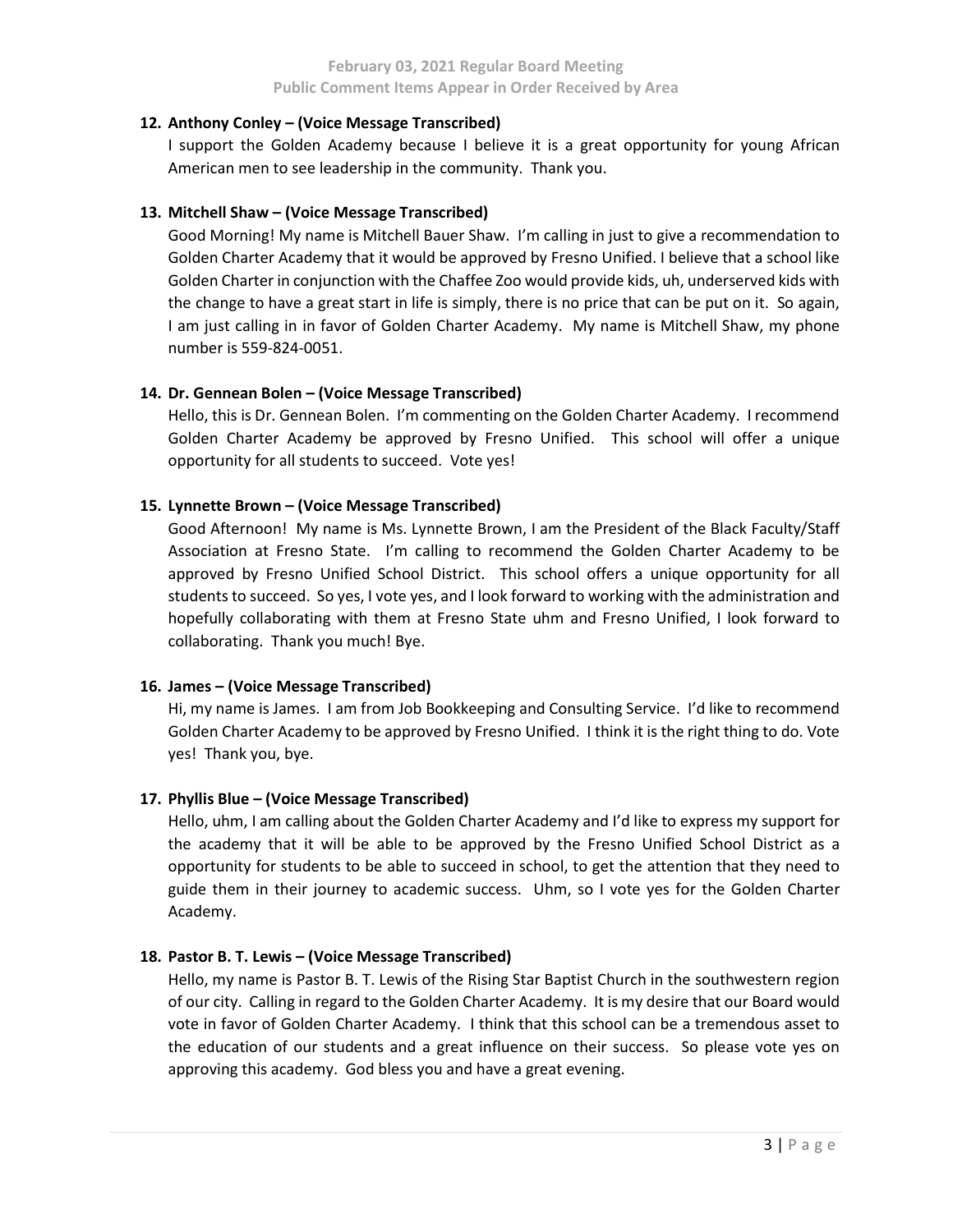**12. Anthony Conley – (Voice Message Transcribed)**

I support the Golden Academy because I believe it is a great opportunity for young African American men to see leadership in the community. Thank you.

**13. Mitchell Shaw – (Voice Message Transcribed)**

Good Morning! My name is Mitchell Bauer Shaw. I'm calling in just to give a recommendation to Golden Charter Academy that it would be approved by Fresno Unified. I believe that a school like Golden Charter in conjunction with the Chaffee Zoo would provide kids, uh, underserved kids with the change to have a great start in life is simply, there is no price that can be put on it. So again, I am just calling in in favor of Golden Charter Academy. My name is Mitchell Shaw, my phone number is 559-824-0051.

**14. Dr. Gennean Bolen – (Voice Message Transcribed)**

Hello, this is Dr. Gennean Bolen. I'm commenting on the Golden Charter Academy. I recommend Golden Charter Academy be approved by Fresno Unified. This school will offer a unique opportunity for all students to succeed. Vote yes!

**15. Lynnette Brown – (Voice Message Transcribed)**

Good Afternoon! My name is Ms. Lynnette Brown, I am the President of the Black Faculty/Staff Association at Fresno State. I'm calling to recommend the Golden Charter Academy to be approved by Fresno Unified School District. This school offers a unique opportunity for all students to succeed. So yes, I vote yes, and I look forward to working with the administration and hopefully collaborating with them at Fresno State uhm and Fresno Unified, I look forward to collaborating. Thank you much! Bye.

**16. James – (Voice Message Transcribed)**

Hi, my name is James. I am from Job Bookkeeping and Consulting Service. I'd like to recommend Golden Charter Academy to be approved by Fresno Unified. I think it is the right thing to do. Vote yes! Thank you, bye.

**17. Phyllis Blue – (Voice Message Transcribed)**

Hello, uhm, I am calling about the Golden Charter Academy and I'd like to express my support for the academy that it will be able to be approved by the Fresno Unified School District as a opportunity for students to be able to succeed in school, to get the attention that they need to guide them in their journey to academic success. Uhm, so I vote yes for the Golden Charter Academy.

**18. Pastor B. T. Lewis – (Voice Message Transcribed)**

Hello, my name is Pastor B. T. Lewis of the Rising Star Baptist Church in the southwestern region of our city. Calling in regard to the Golden Charter Academy. It is my desire that our Board would vote in favor of Golden Charter Academy. I think that this school can be a tremendous asset to the education of our students and a great influence on their success. So please vote yes on approving this academy. God bless you and have a great evening.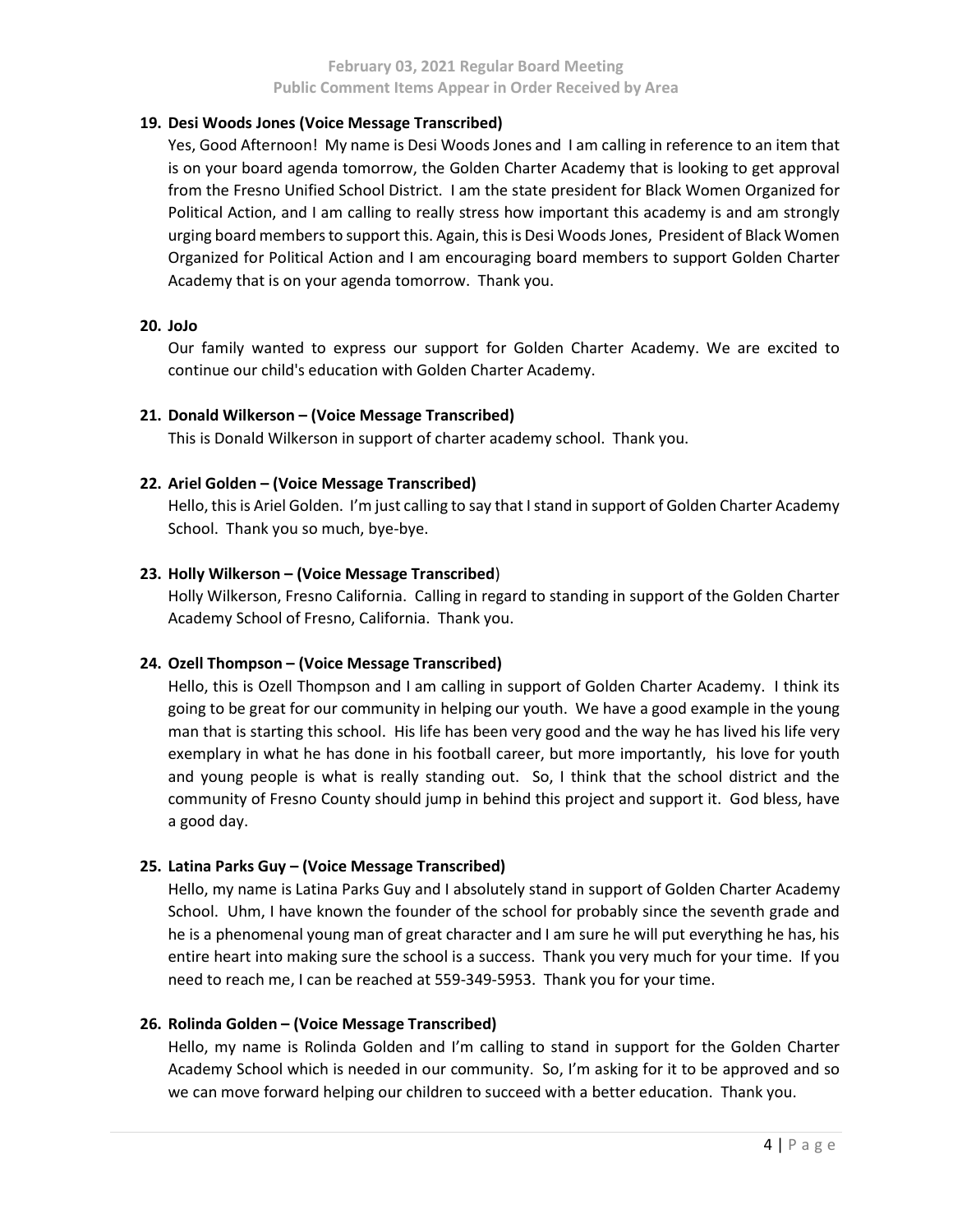**19. Desi Woods Jones (Voice Message Transcribed)**

Yes, Good Afternoon! My name is Desi Woods Jones and I am calling in reference to an item that is on your board agenda tomorrow, the Golden Charter Academy that is looking to get approval from the Fresno Unified School District. I am the state president for Black Women Organized for Political Action, and I am calling to really stress how important this academy is and am strongly urging board members to support this. Again, this is Desi Woods Jones, President of Black Women Organized for Political Action and I am encouraging board members to support Golden Charter Academy that is on your agenda tomorrow. Thank you.

**20. JoJo**

Our family wanted to express our support for Golden Charter Academy. We are excited to continue our child's education with Golden Charter Academy.

**21. Donald Wilkerson – (Voice Message Transcribed)**

This is Donald Wilkerson in support of charter academy school. Thank you.

**22. Ariel Golden – (Voice Message Transcribed)**

Hello, this is Ariel Golden. I'm just calling to say that I stand in support of Golden Charter Academy School. Thank you so much, bye-bye.

**23. Holly Wilkerson – (Voice Message Transcribed)**

Holly Wilkerson, Fresno California. Calling in regard to standing in support of the Golden Charter Academy School of Fresno, California. Thank you.

**24. Ozell Thompson – (Voice Message Transcribed)**

Hello, this is Ozell Thompson and I am calling in support of Golden Charter Academy. I think its going to be great for our community in helping our youth. We have a good example in the young man that is starting this school. His life has been very good and the way he has lived his life very exemplary in what he has done in his football career, but more importantly, his love for youth and young people is what is really standing out. So, I think that the school district and the community of Fresno County should jump in behind this project and support it. God bless, have a good day.

**25. Latina Parks Guy – (Voice Message Transcribed)**

Hello, my name is Latina Parks Guy and I absolutely stand in support of Golden Charter Academy School. Uhm, I have known the founder of the school for probably since the seventh grade and he is a phenomenal young man of great character and I am sure he will put everything he has, his entire heart into making sure the school is a success. Thank you very much for your time. If you need to reach me, I can be reached at 559-349-5953. Thank you for your time.

**26. Rolinda Golden – (Voice Message Transcribed)**

Hello, my name is Rolinda Golden and I'm calling to stand in support for the Golden Charter Academy School which is needed in our community. So, I'm asking for it to be approved and so we can move forward helping our children to succeed with a better education. Thank you.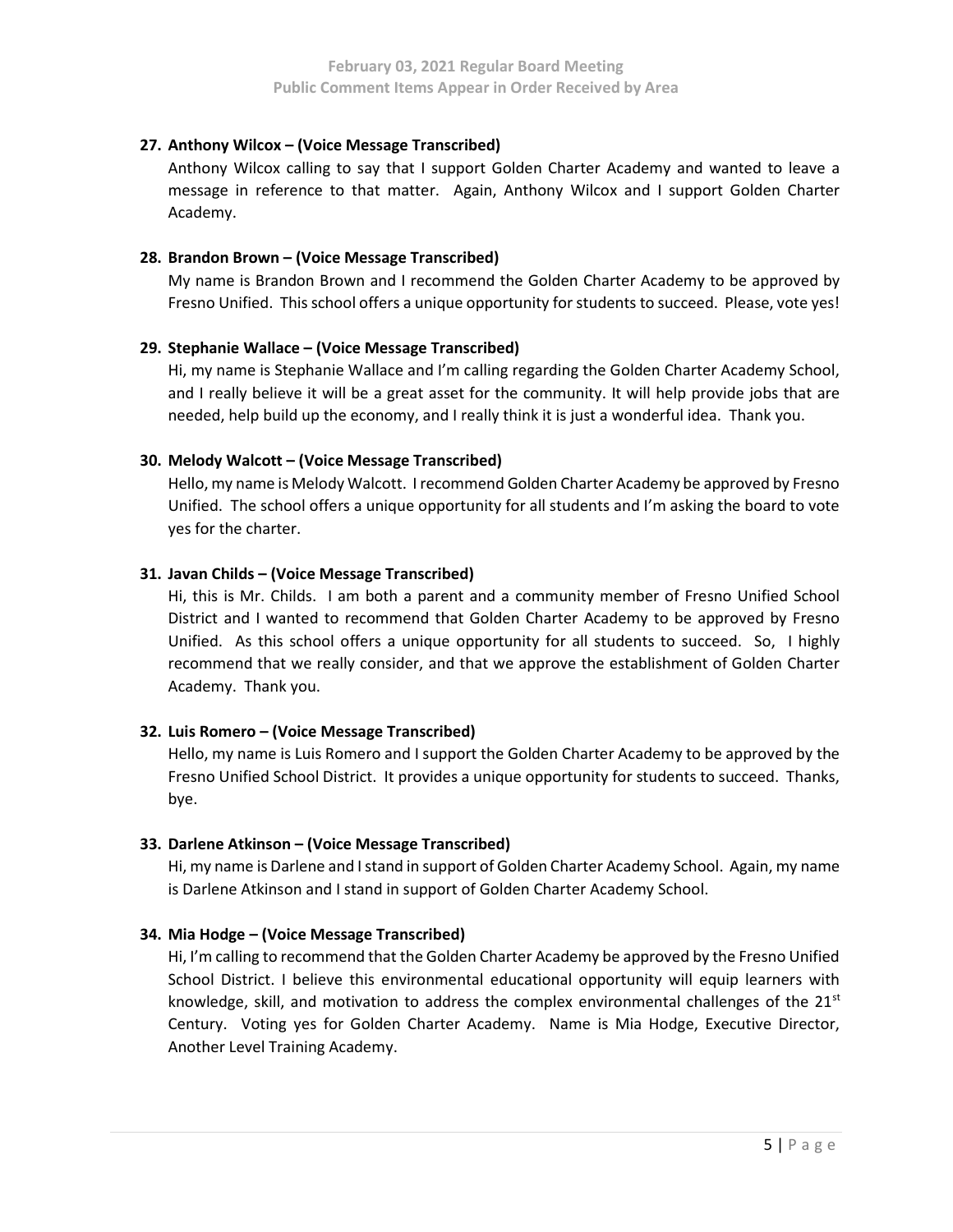**27. Anthony Wilcox – (Voice Message Transcribed)**

Anthony Wilcox calling to say that I support Golden Charter Academy and wanted to leave a message in reference to that matter. Again, Anthony Wilcox and I support Golden Charter Academy.

**28. Brandon Brown – (Voice Message Transcribed)**

My name is Brandon Brown and I recommend the Golden Charter Academy to be approved by Fresno Unified. This school offers a unique opportunity for students to succeed. Please, vote yes!

**29. Stephanie Wallace – (Voice Message Transcribed)**

Hi, my name is Stephanie Wallace and I'm calling regarding the Golden Charter Academy School, and I really believe it will be a great asset for the community. It will help provide jobs that are needed, help build up the economy, and I really think it is just a wonderful idea. Thank you.

**30. Melody Walcott – (Voice Message Transcribed)**

Hello, my name is Melody Walcott. I recommend Golden Charter Academy be approved by Fresno Unified. The school offers a unique opportunity for all students and I'm asking the board to vote yes for the charter.

**31. Javan Childs – (Voice Message Transcribed)**

Hi, this is Mr. Childs. I am both a parent and a community member of Fresno Unified School District and I wanted to recommend that Golden Charter Academy to be approved by Fresno Unified. As this school offers a unique opportunity for all students to succeed. So, I highly recommend that we really consider, and that we approve the establishment of Golden Charter Academy. Thank you.

**32. Luis Romero – (Voice Message Transcribed)**

Hello, my name is Luis Romero and I support the Golden Charter Academy to be approved by the Fresno Unified School District. It provides a unique opportunity for students to succeed. Thanks, bye.

**33. Darlene Atkinson – (Voice Message Transcribed)**

Hi, my name is Darlene and I stand in support of Golden Charter Academy School. Again, my name is Darlene Atkinson and I stand in support of Golden Charter Academy School.

**34. Mia Hodge – (Voice Message Transcribed)**

Hi, I'm calling to recommend that the Golden Charter Academy be approved by the Fresno Unified School District. I believe this environmental educational opportunity will equip learners with knowledge, skill, and motivation to address the complex environmental challenges of the 21st Century. Voting yes for Golden Charter Academy. Name is Mia Hodge, Executive Director, Another Level Training Academy.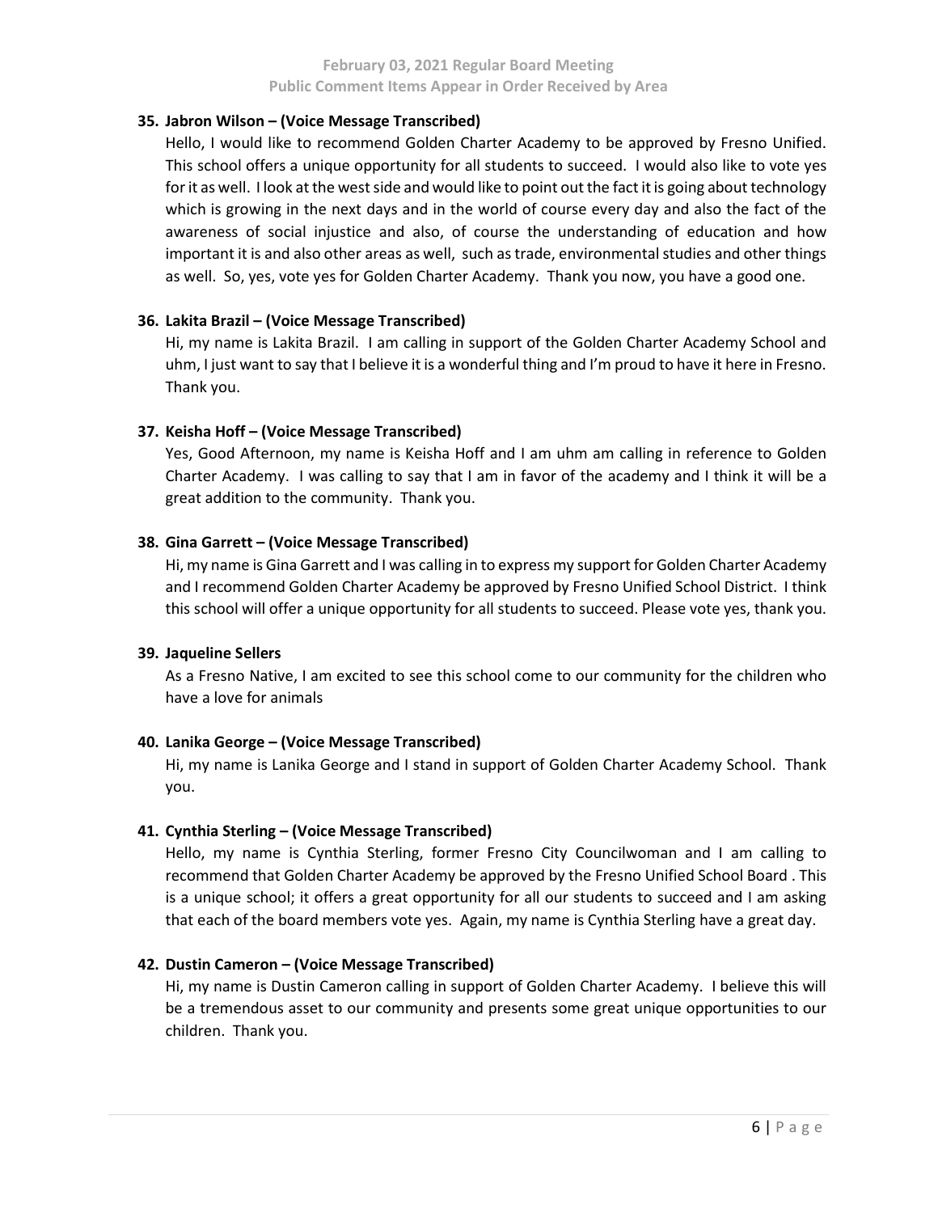**35. Jabron Wilson – (Voice Message Transcribed)**

Hello, I would like to recommend Golden Charter Academy to be approved by Fresno Unified. This school offers a unique opportunity for all students to succeed. I would also like to vote yes for it as well. I look at the west side and would like to point out the fact it is going about technology which is growing in the next days and in the world of course every day and also the fact of the awareness of social injustice and also, of course the understanding of education and how important it is and also other areas as well, such as trade, environmental studies and other things as well. So, yes, vote yes for Golden Charter Academy. Thank you now, you have a good one.

**36. Lakita Brazil – (Voice Message Transcribed)**

Hi, my name is Lakita Brazil. I am calling in support of the Golden Charter Academy School and uhm, I just want to say that I believe it is a wonderful thing and I'm proud to have it here in Fresno. Thank you.

**37. Keisha Hoff – (Voice Message Transcribed)**

Yes, Good Afternoon, my name is Keisha Hoff and I am uhm am calling in reference to Golden Charter Academy. I was calling to say that I am in favor of the academy and I think it will be a great addition to the community. Thank you.

**38. Gina Garrett – (Voice Message Transcribed)**

Hi, my name is Gina Garrett and I was calling in to express my support for Golden Charter Academy and I recommend Golden Charter Academy be approved by Fresno Unified School District. I think this school will offer a unique opportunity for all students to succeed. Please vote yes, thank you.

**39. Jaqueline Sellers**

As a Fresno Native, I am excited to see this school come to our community for the children who have a love for animals

**40. Lanika George – (Voice Message Transcribed)**

Hi, my name is Lanika George and I stand in support of Golden Charter Academy School. Thank you.

**41. Cynthia Sterling – (Voice Message Transcribed)**

Hello, my name is Cynthia Sterling, former Fresno City Councilwoman and I am calling to recommend that Golden Charter Academy be approved by the Fresno Unified School Board . This is a unique school; it offers a great opportunity for all our students to succeed and I am asking that each of the board members vote yes. Again, my name is Cynthia Sterling have a great day.

**42. Dustin Cameron – (Voice Message Transcribed)**

Hi, my name is Dustin Cameron calling in support of Golden Charter Academy. I believe this will be a tremendous asset to our community and presents some great unique opportunities to our children. Thank you.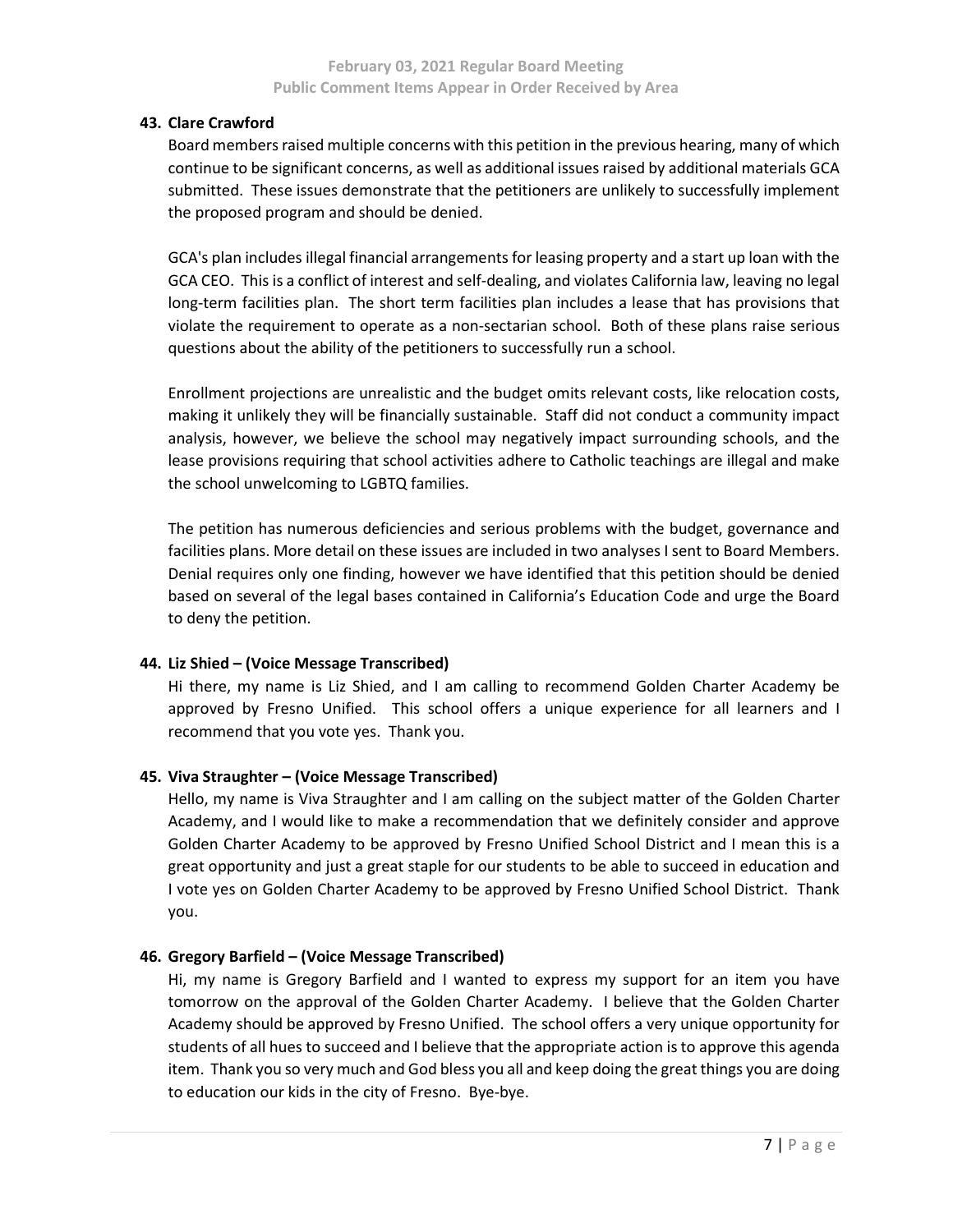**43. Clare Crawford**

Board members raised multiple concerns with this petition in the previous hearing, many of which continue to be significant concerns, as well as additional issues raised by additional materials GCA submitted. These issues demonstrate that the petitioners are unlikely to successfully implement the proposed program and should be denied.

GCA's plan includes illegal financial arrangements for leasing property and a start up loan with the GCA CEO. This is a conflict of interest and self-dealing, and violates California law, leaving no legal long-term facilities plan. The short term facilities plan includes a lease that has provisions that violate the requirement to operate as a non-sectarian school. Both of these plans raise serious questions about the ability of the petitioners to successfully run a school.

Enrollment projections are unrealistic and the budget omits relevant costs, like relocation costs, making it unlikely they will be financially sustainable. Staff did not conduct a community impact analysis, however, we believe the school may negatively impact surrounding schools, and the lease provisions requiring that school activities adhere to Catholic teachings are illegal and make the school unwelcoming to LGBTQ families.

The petition has numerous deficiencies and serious problems with the budget, governance and facilities plans. More detail on these issues are included in two analyses I sent to Board Members. Denial requires only one finding, however we have identified that this petition should be denied based on several of the legal bases contained in California's Education Code and urge the Board to deny the petition.

**44. Liz Shied – (Voice Message Transcribed)**

Hi there, my name is Liz Shied, and I am calling to recommend Golden Charter Academy be approved by Fresno Unified. This school offers a unique experience for all learners and I recommend that you vote yes. Thank you.

**45. Viva Straughter – (Voice Message Transcribed)**

Hello, my name is Viva Straughter and I am calling on the subject matter of the Golden Charter Academy, and I would like to make a recommendation that we definitely consider and approve Golden Charter Academy to be approved by Fresno Unified School District and I mean this is a great opportunity and just a great staple for our students to be able to succeed in education and I vote yes on Golden Charter Academy to be approved by Fresno Unified School District. Thank you.

**46. Gregory Barfield – (Voice Message Transcribed)**

Hi, my name is Gregory Barfield and I wanted to express my support for an item you have tomorrow on the approval of the Golden Charter Academy. I believe that the Golden Charter Academy should be approved by Fresno Unified. The school offers a very unique opportunity for students of all hues to succeed and I believe that the appropriate action is to approve this agenda item. Thank you so very much and God bless you all and keep doing the great things you are doing to education our kids in the city of Fresno. Bye-bye.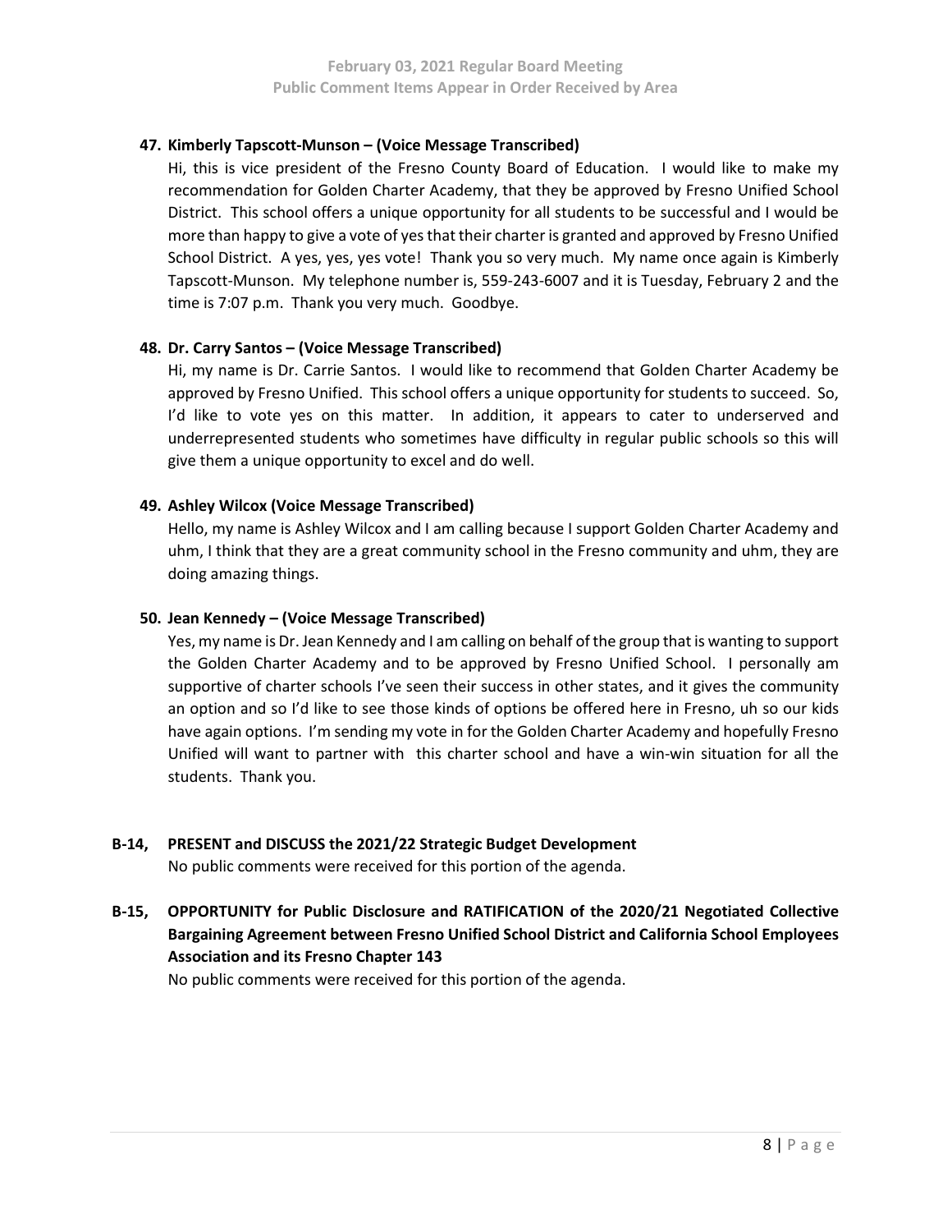**47. Kimberly Tapscott-Munson – (Voice Message Transcribed)**

Hi, this is vice president of the Fresno County Board of Education. I would like to make my recommendation for Golden Charter Academy, that they be approved by Fresno Unified School District. This school offers a unique opportunity for all students to be successful and I would be more than happy to give a vote of yes that their charter is granted and approved by Fresno Unified School District. A yes, yes, yes vote! Thank you so very much. My name once again is Kimberly Tapscott-Munson. My telephone number is, 559-243-6007 and it is Tuesday, February 2 and the time is 7:07 p.m. Thank you very much. Goodbye.

**48. Dr. Carry Santos – (Voice Message Transcribed)**

Hi, my name is Dr. Carrie Santos. I would like to recommend that Golden Charter Academy be approved by Fresno Unified. This school offers a unique opportunity for students to succeed. So, I'd like to vote yes on this matter. In addition, it appears to cater to underserved and underrepresented students who sometimes have difficulty in regular public schools so this will give them a unique opportunity to excel and do well.

**49. Ashley Wilcox (Voice Message Transcribed)**

Hello, my name is Ashley Wilcox and I am calling because I support Golden Charter Academy and uhm, I think that they are a great community school in the Fresno community and uhm, they are doing amazing things.

**50. Jean Kennedy – (Voice Message Transcribed)**

Yes, my name is Dr. Jean Kennedy and I am calling on behalf of the group that is wanting to support the Golden Charter Academy and to be approved by Fresno Unified School. I personally am supportive of charter schools I've seen their success in other states, and it gives the community an option and so I'd like to see those kinds of options be offered here in Fresno, uh so our kids have again options. I'm sending my vote in for the Golden Charter Academy and hopefully Fresno Unified will want to partner with this charter school and have a win-win situation for all the students. Thank you.

**B-14, PRESENT and DISCUSS the 2021/22 Strategic Budget Development**

No public comments were received for this portion of the agenda.

**B-15, OPPORTUNITY for Public Disclosure and RATIFICATION of the 2020/21 Negotiated Collective Bargaining Agreement between Fresno Unified School District and California School Employees Association and its Fresno Chapter 143**

No public comments were received for this portion of the agenda.